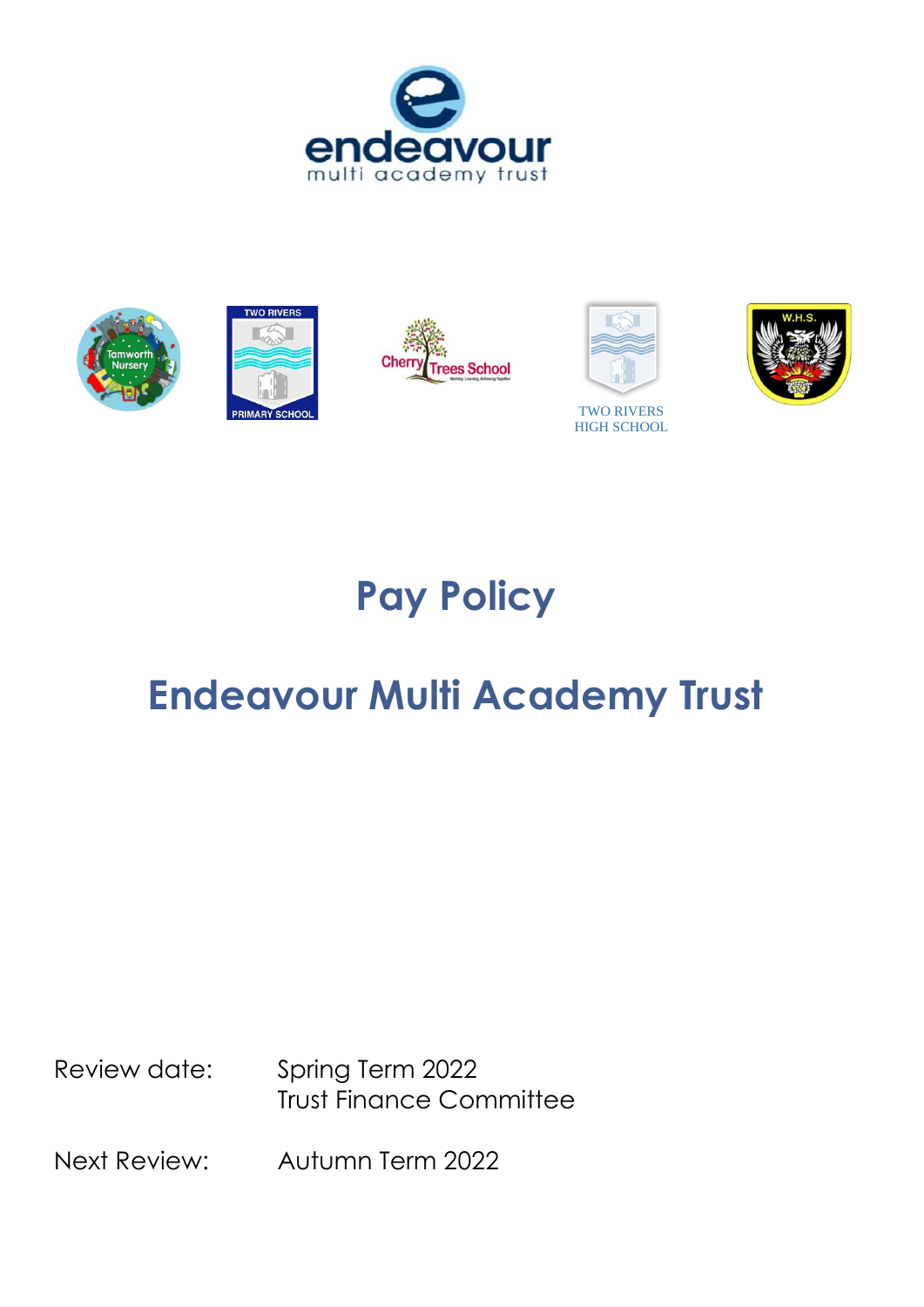# Pay Policy

# Endeavour Multi Academy Trust

Review date: Spring Term 2022
Trust Finance Committee

Next Review: Autumn Term 2022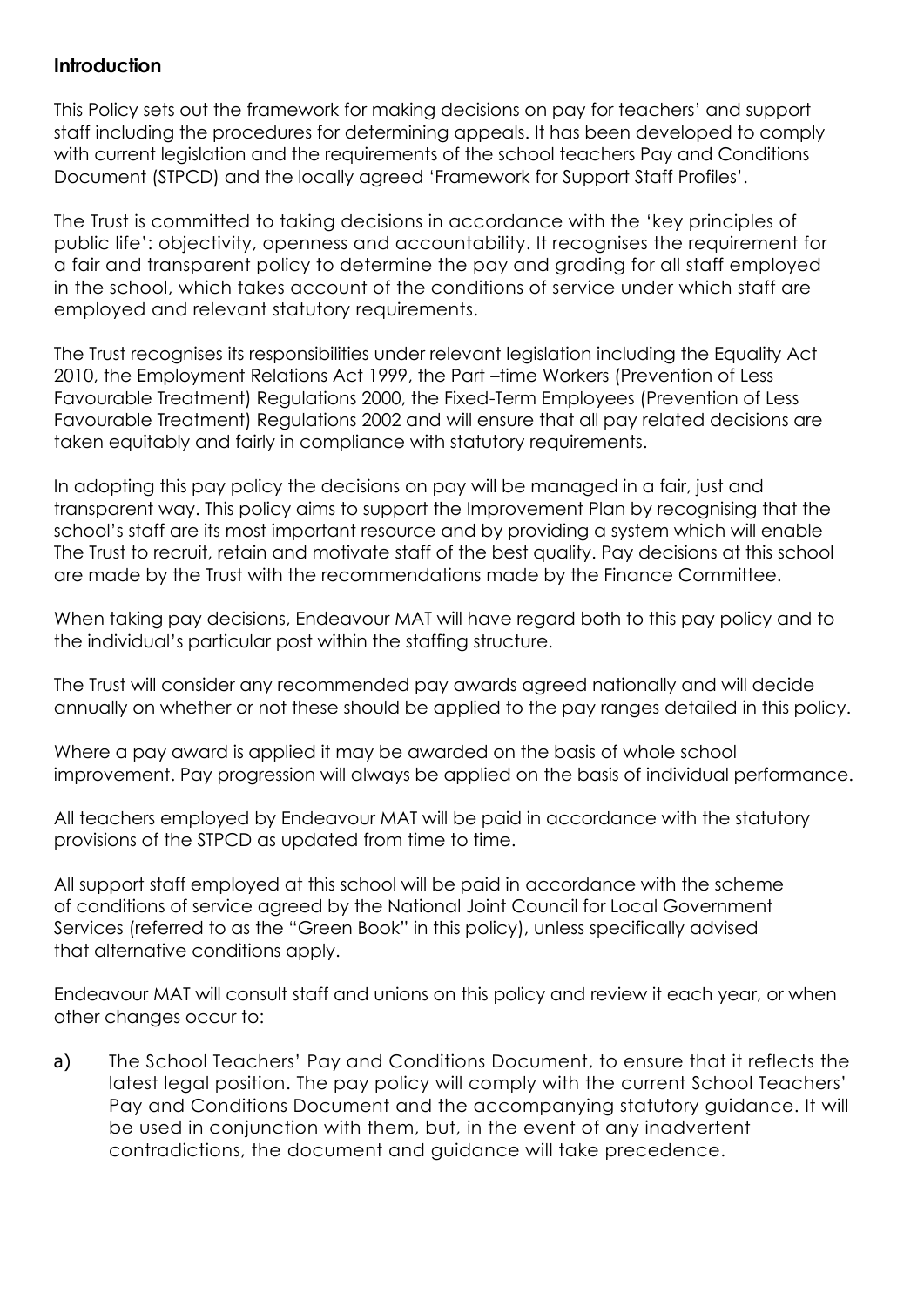## Introduction

This Policy sets out the framework for making decisions on pay for teachers' and support staff including the procedures for determining appeals. It has been developed to comply with current legislation and the requirements of the school teachers Pay and Conditions Document (STPCD) and the locally agreed 'Framework for Support Staff Profiles'.

The Trust is committed to taking decisions in accordance with the 'key principles of public life': objectivity, openness and accountability. It recognises the requirement for a fair and transparent policy to determine the pay and grading for all staff employed in the school, which takes account of the conditions of service under which staff are employed and relevant statutory requirements.

The Trust recognises its responsibilities under relevant legislation including the Equality Act 2010, the Employment Relations Act 1999, the Part –time Workers (Prevention of Less Favourable Treatment) Regulations 2000, the Fixed-Term Employees (Prevention of Less Favourable Treatment) Regulations 2002 and will ensure that all pay related decisions are taken equitably and fairly in compliance with statutory requirements.

In adopting this pay policy the decisions on pay will be managed in a fair, just and transparent way. This policy aims to support the Improvement Plan by recognising that the school's staff are its most important resource and by providing a system which will enable The Trust to recruit, retain and motivate staff of the best quality. Pay decisions at this school are made by the Trust with the recommendations made by the Finance Committee.

When taking pay decisions, Endeavour MAT will have regard both to this pay policy and to the individual's particular post within the staffing structure.

The Trust will consider any recommended pay awards agreed nationally and will decide annually on whether or not these should be applied to the pay ranges detailed in this policy.

Where a pay award is applied it may be awarded on the basis of whole school improvement. Pay progression will always be applied on the basis of individual performance.

All teachers employed by Endeavour MAT will be paid in accordance with the statutory provisions of the STPCD as updated from time to time.

All support staff employed at this school will be paid in accordance with the scheme of conditions of service agreed by the National Joint Council for Local Government Services (referred to as the "Green Book" in this policy), unless specifically advised that alternative conditions apply.

Endeavour MAT will consult staff and unions on this policy and review it each year, or when other changes occur to:

a) The School Teachers' Pay and Conditions Document, to ensure that it reflects the latest legal position. The pay policy will comply with the current School Teachers' Pay and Conditions Document and the accompanying statutory guidance. It will be used in conjunction with them, but, in the event of any inadvertent contradictions, the document and guidance will take precedence.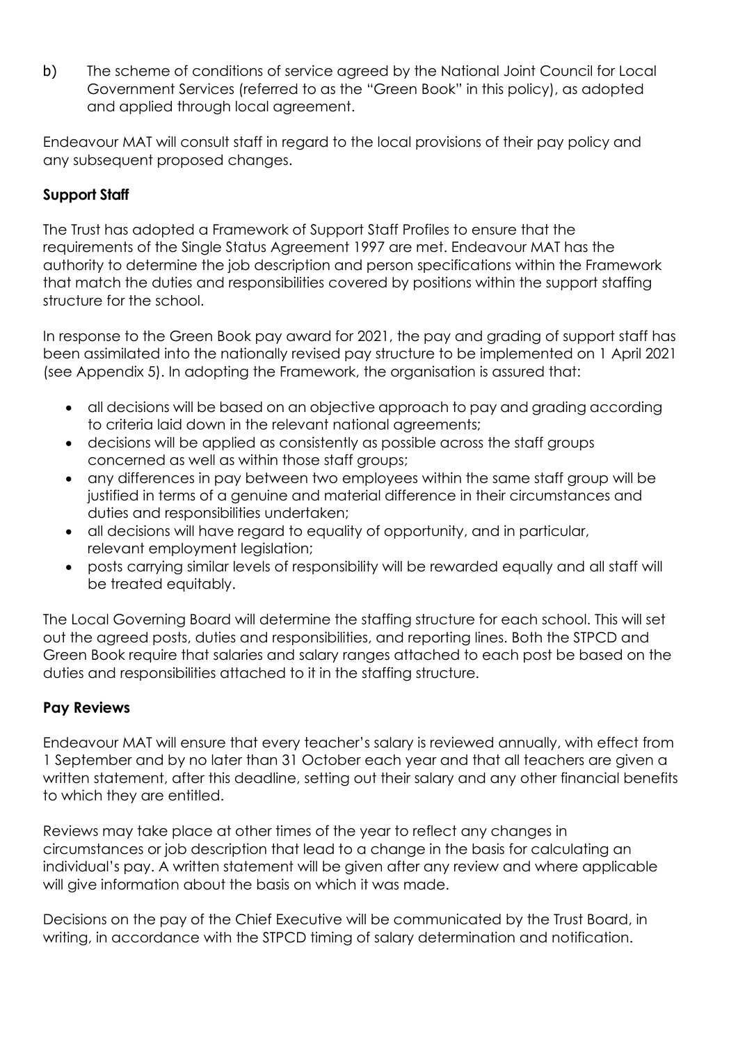b) The scheme of conditions of service agreed by the National Joint Council for Local Government Services (referred to as the "Green Book" in this policy), as adopted and applied through local agreement.

Endeavour MAT will consult staff in regard to the local provisions of their pay policy and any subsequent proposed changes.

**Support Staff**

The Trust has adopted a Framework of Support Staff Profiles to ensure that the requirements of the Single Status Agreement 1997 are met. Endeavour MAT has the authority to determine the job description and person specifications within the Framework that match the duties and responsibilities covered by positions within the support staffing structure for the school.

In response to the Green Book pay award for 2021, the pay and grading of support staff has been assimilated into the nationally revised pay structure to be implemented on 1 April 2021 (see Appendix 5). In adopting the Framework, the organisation is assured that:

- all decisions will be based on an objective approach to pay and grading according to criteria laid down in the relevant national agreements;
- decisions will be applied as consistently as possible across the staff groups concerned as well as within those staff groups;
- any differences in pay between two employees within the same staff group will be justified in terms of a genuine and material difference in their circumstances and duties and responsibilities undertaken;
- all decisions will have regard to equality of opportunity, and in particular, relevant employment legislation;
- posts carrying similar levels of responsibility will be rewarded equally and all staff will be treated equitably.

The Local Governing Board will determine the staffing structure for each school. This will set out the agreed posts, duties and responsibilities, and reporting lines. Both the STPCD and Green Book require that salaries and salary ranges attached to each post be based on the duties and responsibilities attached to it in the staffing structure.

**Pay Reviews**

Endeavour MAT will ensure that every teacher's salary is reviewed annually, with effect from 1 September and by no later than 31 October each year and that all teachers are given a written statement, after this deadline, setting out their salary and any other financial benefits to which they are entitled.

Reviews may take place at other times of the year to reflect any changes in circumstances or job description that lead to a change in the basis for calculating an individual's pay. A written statement will be given after any review and where applicable will give information about the basis on which it was made.

Decisions on the pay of the Chief Executive will be communicated by the Trust Board, in writing, in accordance with the STPCD timing of salary determination and notification.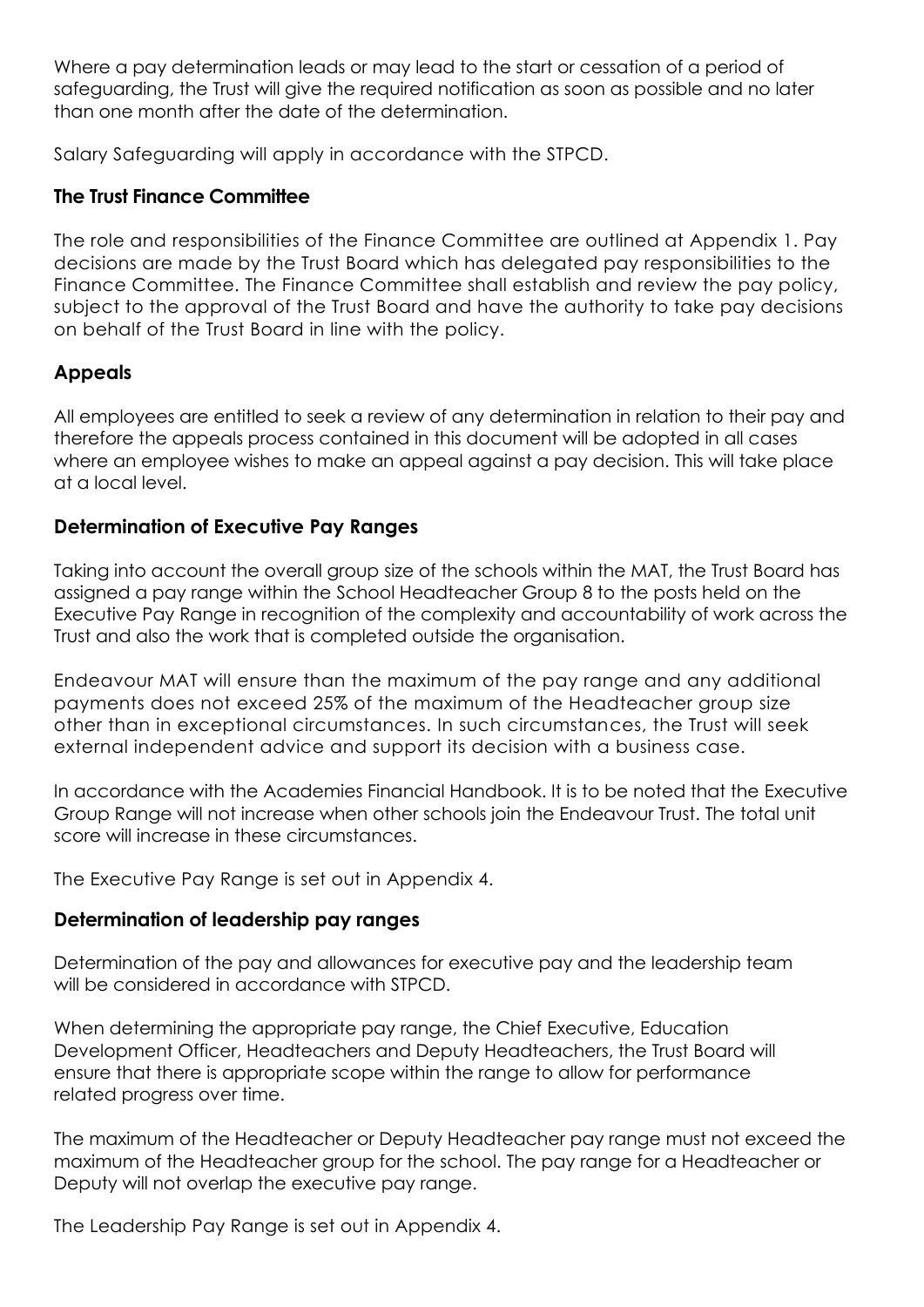Where a pay determination leads or may lead to the start or cessation of a period of safeguarding, the Trust will give the required notification as soon as possible and no later than one month after the date of the determination.

Salary Safeguarding will apply in accordance with the STPCD.

### The Trust Finance Committee

The role and responsibilities of the Finance Committee are outlined at Appendix 1. Pay decisions are made by the Trust Board which has delegated pay responsibilities to the Finance Committee. The Finance Committee shall establish and review the pay policy, subject to the approval of the Trust Board and have the authority to take pay decisions on behalf of the Trust Board in line with the policy.

### Appeals

All employees are entitled to seek a review of any determination in relation to their pay and therefore the appeals process contained in this document will be adopted in all cases where an employee wishes to make an appeal against a pay decision. This will take place at a local level.

### Determination of Executive Pay Ranges

Taking into account the overall group size of the schools within the MAT, the Trust Board has assigned a pay range within the School Headteacher Group 8 to the posts held on the Executive Pay Range in recognition of the complexity and accountability of work across the Trust and also the work that is completed outside the organisation.

Endeavour MAT will ensure than the maximum of the pay range and any additional payments does not exceed 25% of the maximum of the Headteacher group size other than in exceptional circumstances. In such circumstances, the Trust will seek external independent advice and support its decision with a business case.

In accordance with the Academies Financial Handbook. It is to be noted that the Executive Group Range will not increase when other schools join the Endeavour Trust. The total unit score will increase in these circumstances.

The Executive Pay Range is set out in Appendix 4.

### Determination of leadership pay ranges

Determination of the pay and allowances for executive pay and the leadership team will be considered in accordance with STPCD.

When determining the appropriate pay range, the Chief Executive, Education Development Officer, Headteachers and Deputy Headteachers, the Trust Board will ensure that there is appropriate scope within the range to allow for performance related progress over time.

The maximum of the Headteacher or Deputy Headteacher pay range must not exceed the maximum of the Headteacher group for the school. The pay range for a Headteacher or Deputy will not overlap the executive pay range.

The Leadership Pay Range is set out in Appendix 4.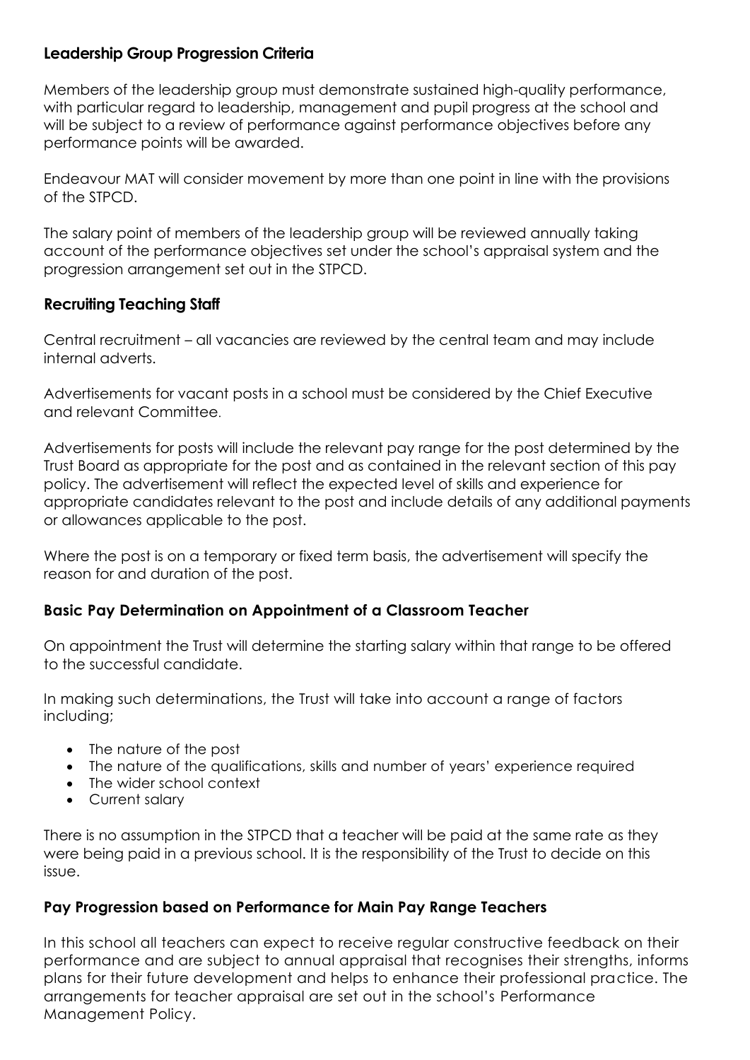### Leadership Group Progression Criteria

Members of the leadership group must demonstrate sustained high-quality performance, with particular regard to leadership, management and pupil progress at the school and will be subject to a review of performance against performance objectives before any performance points will be awarded.

Endeavour MAT will consider movement by more than one point in line with the provisions of the STPCD.

The salary point of members of the leadership group will be reviewed annually taking account of the performance objectives set under the school's appraisal system and the progression arrangement set out in the STPCD.

### Recruiting Teaching Staff

Central recruitment – all vacancies are reviewed by the central team and may include internal adverts.

Advertisements for vacant posts in a school must be considered by the Chief Executive and relevant Committee.

Advertisements for posts will include the relevant pay range for the post determined by the Trust Board as appropriate for the post and as contained in the relevant section of this pay policy. The advertisement will reflect the expected level of skills and experience for appropriate candidates relevant to the post and include details of any additional payments or allowances applicable to the post.

Where the post is on a temporary or fixed term basis, the advertisement will specify the reason for and duration of the post.

### Basic Pay Determination on Appointment of a Classroom Teacher

On appointment the Trust will determine the starting salary within that range to be offered to the successful candidate.

In making such determinations, the Trust will take into account a range of factors including;

- The nature of the post
- The nature of the qualifications, skills and number of years' experience required
- The wider school context
- Current salary

There is no assumption in the STPCD that a teacher will be paid at the same rate as they were being paid in a previous school. It is the responsibility of the Trust to decide on this issue.

### Pay Progression based on Performance for Main Pay Range Teachers

In this school all teachers can expect to receive regular constructive feedback on their performance and are subject to annual appraisal that recognises their strengths, informs plans for their future development and helps to enhance their professional practice. The arrangements for teacher appraisal are set out in the school's Performance Management Policy.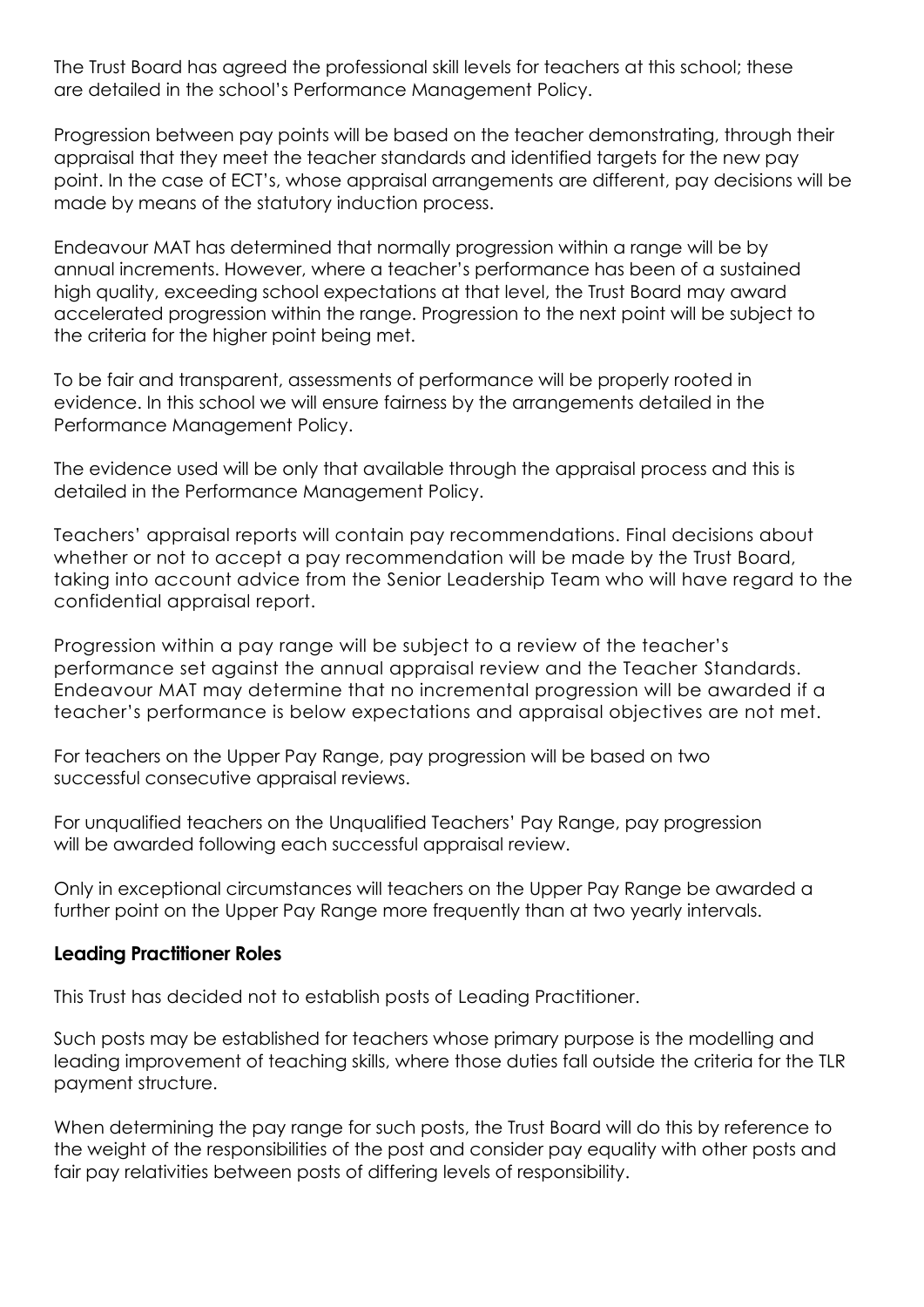The Trust Board has agreed the professional skill levels for teachers at this school; these are detailed in the school's Performance Management Policy.

Progression between pay points will be based on the teacher demonstrating, through their appraisal that they meet the teacher standards and identified targets for the new pay point. In the case of ECT's, whose appraisal arrangements are different, pay decisions will be made by means of the statutory induction process.

Endeavour MAT has determined that normally progression within a range will be by annual increments. However, where a teacher's performance has been of a sustained high quality, exceeding school expectations at that level, the Trust Board may award accelerated progression within the range. Progression to the next point will be subject to the criteria for the higher point being met.

To be fair and transparent, assessments of performance will be properly rooted in evidence. In this school we will ensure fairness by the arrangements detailed in the Performance Management Policy.

The evidence used will be only that available through the appraisal process and this is detailed in the Performance Management Policy.

Teachers' appraisal reports will contain pay recommendations. Final decisions about whether or not to accept a pay recommendation will be made by the Trust Board, taking into account advice from the Senior Leadership Team who will have regard to the confidential appraisal report.

Progression within a pay range will be subject to a review of the teacher's performance set against the annual appraisal review and the Teacher Standards. Endeavour MAT may determine that no incremental progression will be awarded if a teacher's performance is below expectations and appraisal objectives are not met.

For teachers on the Upper Pay Range, pay progression will be based on two successful consecutive appraisal reviews.

For unqualified teachers on the Unqualified Teachers' Pay Range, pay progression will be awarded following each successful appraisal review.

Only in exceptional circumstances will teachers on the Upper Pay Range be awarded a further point on the Upper Pay Range more frequently than at two yearly intervals.

### Leading Practitioner Roles

This Trust has decided not to establish posts of Leading Practitioner.

Such posts may be established for teachers whose primary purpose is the modelling and leading improvement of teaching skills, where those duties fall outside the criteria for the TLR payment structure.

When determining the pay range for such posts, the Trust Board will do this by reference to the weight of the responsibilities of the post and consider pay equality with other posts and fair pay relativities between posts of differing levels of responsibility.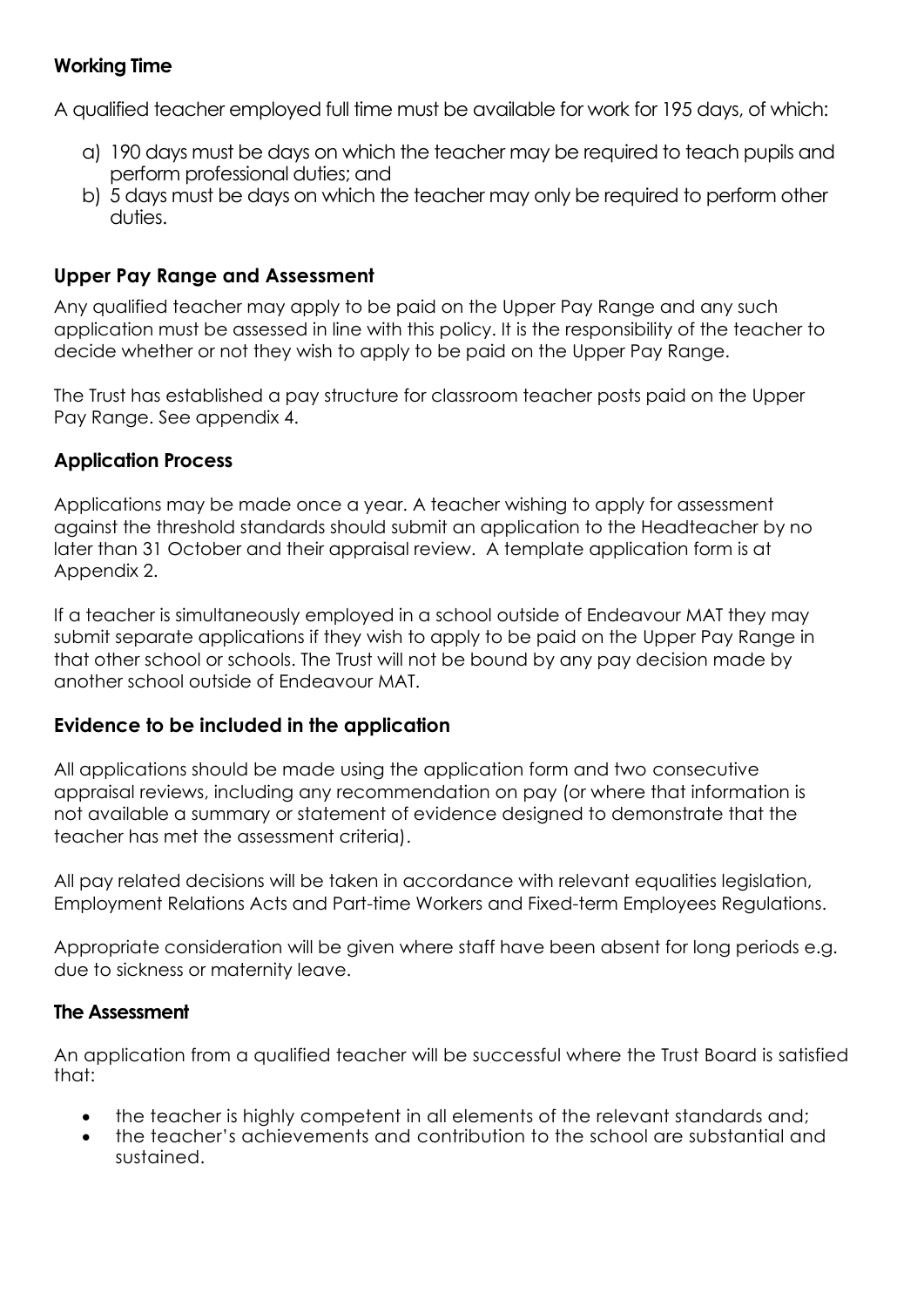## Working Time

A qualified teacher employed full time must be available for work for 195 days, of which:

a) 190 days must be days on which the teacher may be required to teach pupils and perform professional duties; and
b) 5 days must be days on which the teacher may only be required to perform other duties.

## Upper Pay Range and Assessment

Any qualified teacher may apply to be paid on the Upper Pay Range and any such application must be assessed in line with this policy. It is the responsibility of the teacher to decide whether or not they wish to apply to be paid on the Upper Pay Range.

The Trust has established a pay structure for classroom teacher posts paid on the Upper Pay Range. See appendix 4.

## Application Process

Applications may be made once a year. A teacher wishing to apply for assessment against the threshold standards should submit an application to the Headteacher by no later than 31 October and their appraisal review. A template application form is at Appendix 2.

If a teacher is simultaneously employed in a school outside of Endeavour MAT they may submit separate applications if they wish to apply to be paid on the Upper Pay Range in that other school or schools. The Trust will not be bound by any pay decision made by another school outside of Endeavour MAT.

## Evidence to be included in the application

All applications should be made using the application form and two consecutive appraisal reviews, including any recommendation on pay (or where that information is not available a summary or statement of evidence designed to demonstrate that the teacher has met the assessment criteria).

All pay related decisions will be taken in accordance with relevant equalities legislation, Employment Relations Acts and Part-time Workers and Fixed-term Employees Regulations.

Appropriate consideration will be given where staff have been absent for long periods e.g. due to sickness or maternity leave.

## The Assessment

An application from a qualified teacher will be successful where the Trust Board is satisfied that:

- the teacher is highly competent in all elements of the relevant standards and;
- the teacher's achievements and contribution to the school are substantial and sustained.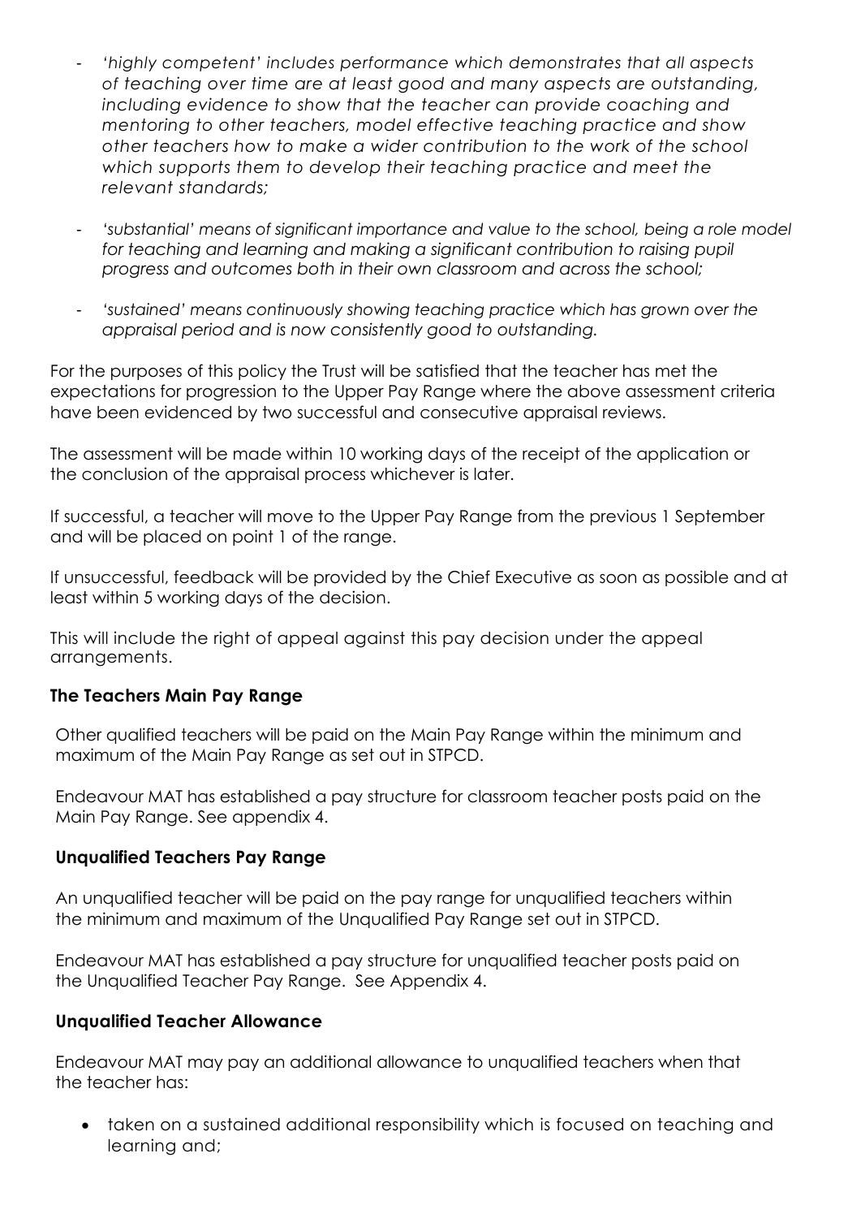- *'highly competent' includes performance which demonstrates that all aspects of teaching over time are at least good and many aspects are outstanding, including evidence to show that the teacher can provide coaching and mentoring to other teachers, model effective teaching practice and show other teachers how to make a wider contribution to the work of the school which supports them to develop their teaching practice and meet the relevant standards;*

- *'substantial' means of significant importance and value to the school, being a role model for teaching and learning and making a significant contribution to raising pupil progress and outcomes both in their own classroom and across the school;*

- *'sustained' means continuously showing teaching practice which has grown over the appraisal period and is now consistently good to outstanding.*

For the purposes of this policy the Trust will be satisfied that the teacher has met the expectations for progression to the Upper Pay Range where the above assessment criteria have been evidenced by two successful and consecutive appraisal reviews.

The assessment will be made within 10 working days of the receipt of the application or the conclusion of the appraisal process whichever is later.

If successful, a teacher will move to the Upper Pay Range from the previous 1 September and will be placed on point 1 of the range.

If unsuccessful, feedback will be provided by the Chief Executive as soon as possible and at least within 5 working days of the decision.

This will include the right of appeal against this pay decision under the appeal arrangements.

**The Teachers Main Pay Range**

Other qualified teachers will be paid on the Main Pay Range within the minimum and maximum of the Main Pay Range as set out in STPCD.

Endeavour MAT has established a pay structure for classroom teacher posts paid on the Main Pay Range. See appendix 4.

**Unqualified Teachers Pay Range**

An unqualified teacher will be paid on the pay range for unqualified teachers within the minimum and maximum of the Unqualified Pay Range set out in STPCD.

Endeavour MAT has established a pay structure for unqualified teacher posts paid on the Unqualified Teacher Pay Range. See Appendix 4.

**Unqualified Teacher Allowance**

Endeavour MAT may pay an additional allowance to unqualified teachers when that the teacher has:

- taken on a sustained additional responsibility which is focused on teaching and learning and;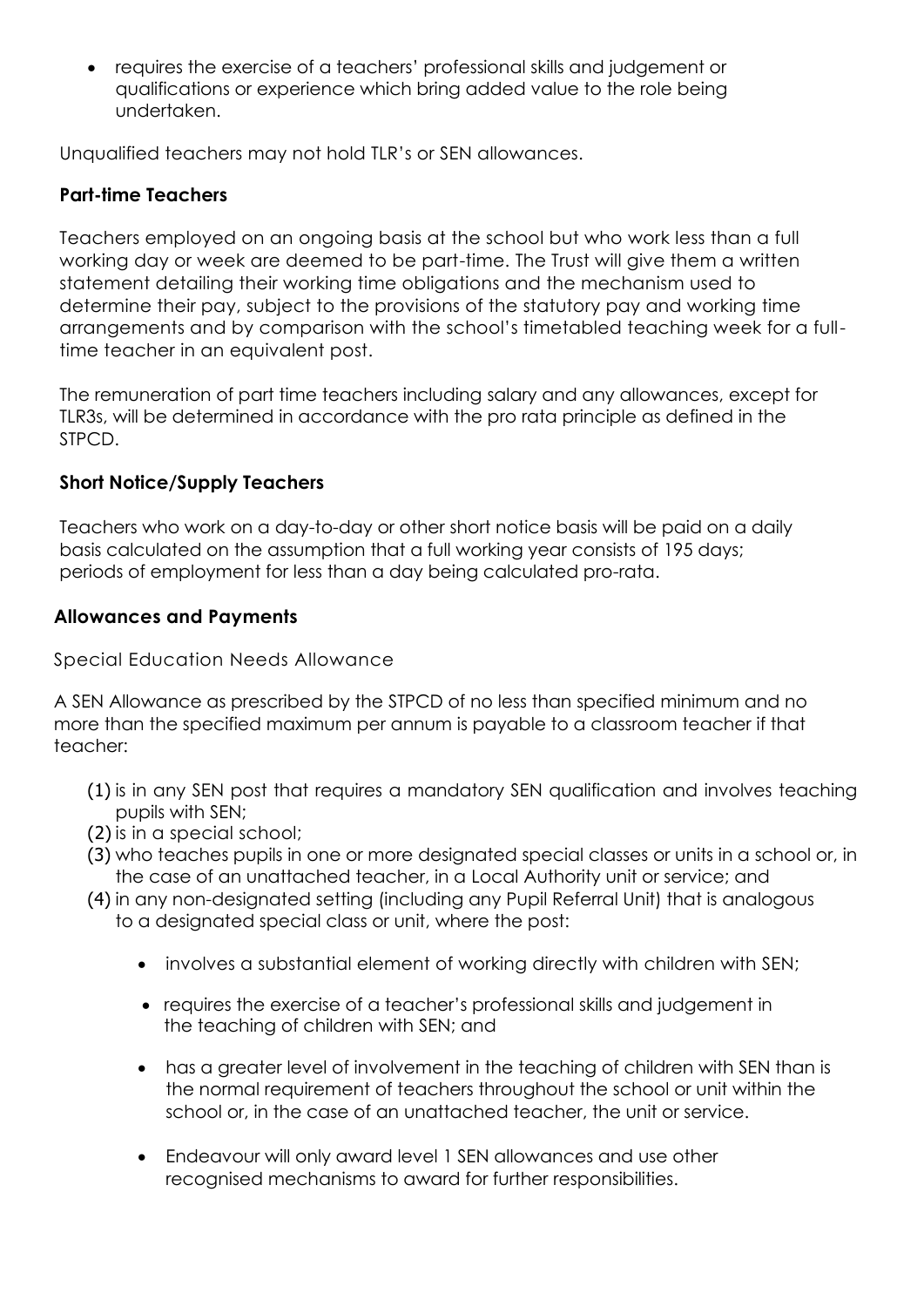- requires the exercise of a teachers' professional skills and judgement or qualifications or experience which bring added value to the role being undertaken.

Unqualified teachers may not hold TLR's or SEN allowances.

**Part-time Teachers**

Teachers employed on an ongoing basis at the school but who work less than a full working day or week are deemed to be part-time. The Trust will give them a written statement detailing their working time obligations and the mechanism used to determine their pay, subject to the provisions of the statutory pay and working time arrangements and by comparison with the school's timetabled teaching week for a full-time teacher in an equivalent post.

The remuneration of part time teachers including salary and any allowances, except for TLR3s, will be determined in accordance with the pro rata principle as defined in the STPCD.

**Short Notice/Supply Teachers**

Teachers who work on a day-to-day or other short notice basis will be paid on a daily basis calculated on the assumption that a full working year consists of 195 days; periods of employment for less than a day being calculated pro-rata.

## Allowances and Payments

Special Education Needs Allowance

A SEN Allowance as prescribed by the STPCD of no less than specified minimum and no more than the specified maximum per annum is payable to a classroom teacher if that teacher:

(1) is in any SEN post that requires a mandatory SEN qualification and involves teaching pupils with SEN;
(2) is in a special school;
(3) who teaches pupils in one or more designated special classes or units in a school or, in the case of an unattached teacher, in a Local Authority unit or service; and
(4) in any non-designated setting (including any Pupil Referral Unit) that is analogous to a designated special class or unit, where the post:

- involves a substantial element of working directly with children with SEN;
- requires the exercise of a teacher's professional skills and judgement in the teaching of children with SEN; and
- has a greater level of involvement in the teaching of children with SEN than is the normal requirement of teachers throughout the school or unit within the school or, in the case of an unattached teacher, the unit or service.
- Endeavour will only award level 1 SEN allowances and use other recognised mechanisms to award for further responsibilities.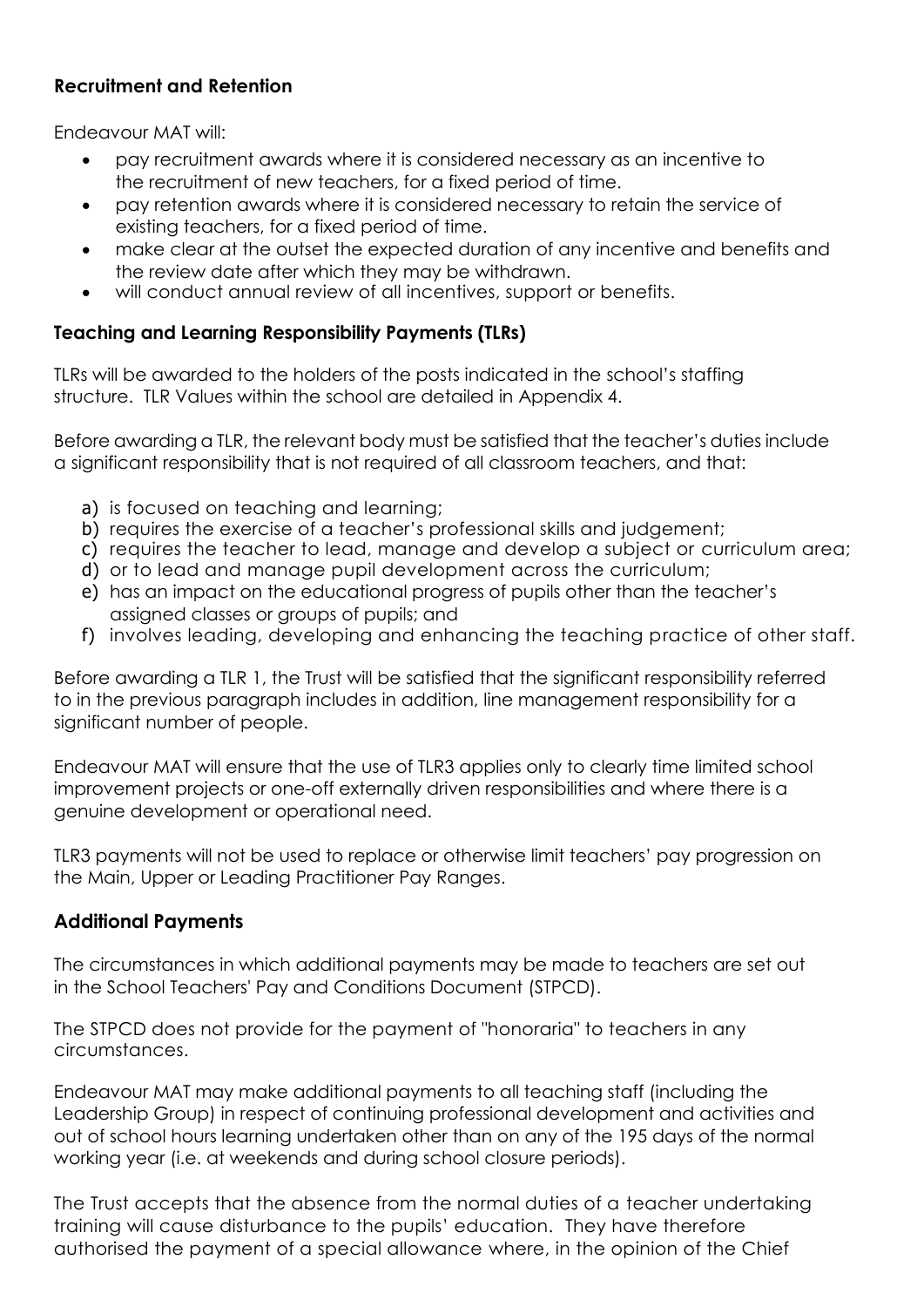### Recruitment and Retention

Endeavour MAT will:

- pay recruitment awards where it is considered necessary as an incentive to the recruitment of new teachers, for a fixed period of time.
- pay retention awards where it is considered necessary to retain the service of existing teachers, for a fixed period of time.
- make clear at the outset the expected duration of any incentive and benefits and the review date after which they may be withdrawn.
- will conduct annual review of all incentives, support or benefits.

### Teaching and Learning Responsibility Payments (TLRs)

TLRs will be awarded to the holders of the posts indicated in the school's staffing structure. TLR Values within the school are detailed in Appendix 4.

Before awarding a TLR, the relevant body must be satisfied that the teacher's duties include a significant responsibility that is not required of all classroom teachers, and that:

a) is focused on teaching and learning;
b) requires the exercise of a teacher's professional skills and judgement;
c) requires the teacher to lead, manage and develop a subject or curriculum area;
d) or to lead and manage pupil development across the curriculum;
e) has an impact on the educational progress of pupils other than the teacher's assigned classes or groups of pupils; and
f) involves leading, developing and enhancing the teaching practice of other staff.

Before awarding a TLR 1, the Trust will be satisfied that the significant responsibility referred to in the previous paragraph includes in addition, line management responsibility for a significant number of people.

Endeavour MAT will ensure that the use of TLR3 applies only to clearly time limited school improvement projects or one-off externally driven responsibilities and where there is a genuine development or operational need.

TLR3 payments will not be used to replace or otherwise limit teachers' pay progression on the Main, Upper or Leading Practitioner Pay Ranges.

### Additional Payments

The circumstances in which additional payments may be made to teachers are set out in the School Teachers' Pay and Conditions Document (STPCD).

The STPCD does not provide for the payment of "honoraria" to teachers in any circumstances.

Endeavour MAT may make additional payments to all teaching staff (including the Leadership Group) in respect of continuing professional development and activities and out of school hours learning undertaken other than on any of the 195 days of the normal working year (i.e. at weekends and during school closure periods).

The Trust accepts that the absence from the normal duties of a teacher undertaking training will cause disturbance to the pupils' education. They have therefore authorised the payment of a special allowance where, in the opinion of the Chief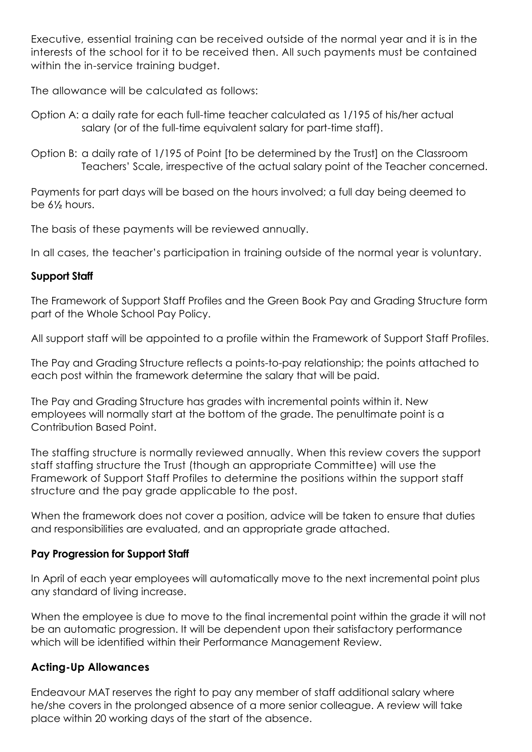Executive, essential training can be received outside of the normal year and it is in the interests of the school for it to be received then. All such payments must be contained within the in-service training budget.

The allowance will be calculated as follows:

Option A: a daily rate for each full-time teacher calculated as 1/195 of his/her actual salary (or of the full-time equivalent salary for part-time staff).

Option B: a daily rate of 1/195 of Point [to be determined by the Trust] on the Classroom Teachers' Scale, irrespective of the actual salary point of the Teacher concerned.

Payments for part days will be based on the hours involved; a full day being deemed to be 6½ hours.

The basis of these payments will be reviewed annually.

In all cases, the teacher's participation in training outside of the normal year is voluntary.

### Support Staff

The Framework of Support Staff Profiles and the Green Book Pay and Grading Structure form part of the Whole School Pay Policy.

All support staff will be appointed to a profile within the Framework of Support Staff Profiles.

The Pay and Grading Structure reflects a points-to-pay relationship; the points attached to each post within the framework determine the salary that will be paid.

The Pay and Grading Structure has grades with incremental points within it. New employees will normally start at the bottom of the grade. The penultimate point is a Contribution Based Point.

The staffing structure is normally reviewed annually. When this review covers the support staff staffing structure the Trust (though an appropriate Committee) will use the Framework of Support Staff Profiles to determine the positions within the support staff structure and the pay grade applicable to the post.

When the framework does not cover a position, advice will be taken to ensure that duties and responsibilities are evaluated, and an appropriate grade attached.

### Pay Progression for Support Staff

In April of each year employees will automatically move to the next incremental point plus any standard of living increase.

When the employee is due to move to the final incremental point within the grade it will not be an automatic progression. It will be dependent upon their satisfactory performance which will be identified within their Performance Management Review.

### Acting-Up Allowances

Endeavour MAT reserves the right to pay any member of staff additional salary where he/she covers in the prolonged absence of a more senior colleague. A review will take place within 20 working days of the start of the absence.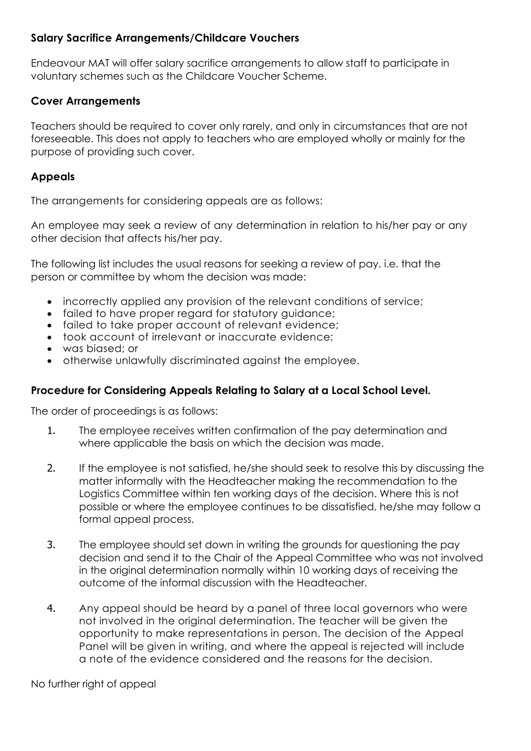**Salary Sacrifice Arrangements/Childcare Vouchers**

Endeavour MAT will offer salary sacrifice arrangements to allow staff to participate in voluntary schemes such as the Childcare Voucher Scheme.

**Cover Arrangements**

Teachers should be required to cover only rarely, and only in circumstances that are not foreseeable. This does not apply to teachers who are employed wholly or mainly for the purpose of providing such cover.

**Appeals**

The arrangements for considering appeals are as follows:

An employee may seek a review of any determination in relation to his/her pay or any other decision that affects his/her pay.

The following list includes the usual reasons for seeking a review of pay. i.e. that the person or committee by whom the decision was made:

- incorrectly applied any provision of the relevant conditions of service;
- failed to have proper regard for statutory guidance;
- failed to take proper account of relevant evidence;
- took account of irrelevant or inaccurate evidence;
- was biased; or
- otherwise unlawfully discriminated against the employee.

**Procedure for Considering Appeals Relating to Salary at a Local School Level.**

The order of proceedings is as follows:

1. The employee receives written confirmation of the pay determination and where applicable the basis on which the decision was made.

2. If the employee is not satisfied, he/she should seek to resolve this by discussing the matter informally with the Headteacher making the recommendation to the Logistics Committee within ten working days of the decision. Where this is not possible or where the employee continues to be dissatisfied, he/she may follow a formal appeal process.

3. The employee should set down in writing the grounds for questioning the pay decision and send it to the Chair of the Appeal Committee who was not involved in the original determination normally within 10 working days of receiving the outcome of the informal discussion with the Headteacher.

4. Any appeal should be heard by a panel of three local governors who were not involved in the original determination. The teacher will be given the opportunity to make representations in person. The decision of the Appeal Panel will be given in writing, and where the appeal is rejected will include a note of the evidence considered and the reasons for the decision.

No further right of appeal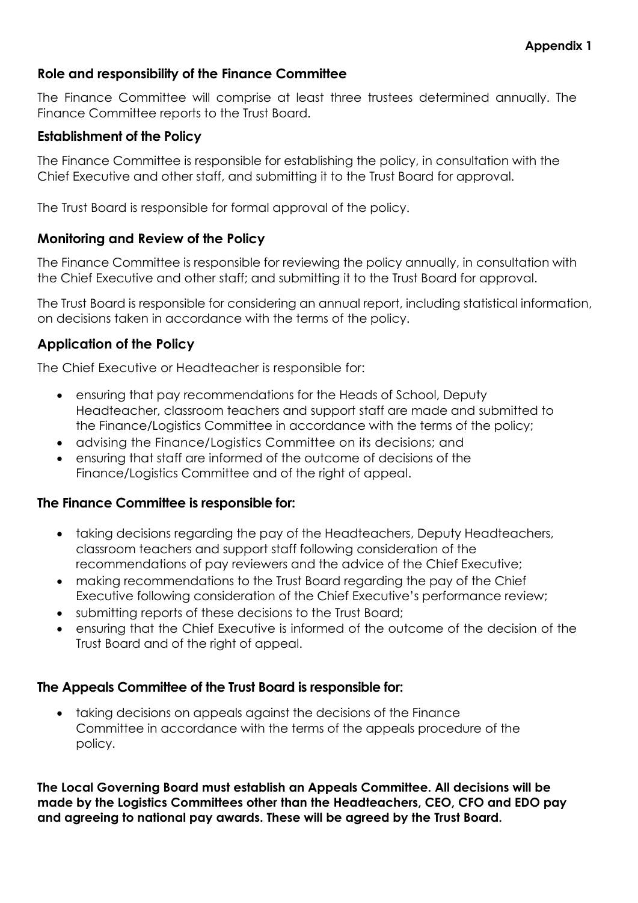**Appendix 1**

### Role and responsibility of the Finance Committee

The Finance Committee will comprise at least three trustees determined annually. The Finance Committee reports to the Trust Board.

### Establishment of the Policy

The Finance Committee is responsible for establishing the policy, in consultation with the Chief Executive and other staff, and submitting it to the Trust Board for approval.

The Trust Board is responsible for formal approval of the policy.

### Monitoring and Review of the Policy

The Finance Committee is responsible for reviewing the policy annually, in consultation with the Chief Executive and other staff; and submitting it to the Trust Board for approval.

The Trust Board is responsible for considering an annual report, including statistical information, on decisions taken in accordance with the terms of the policy.

### Application of the Policy

The Chief Executive or Headteacher is responsible for:

- ensuring that pay recommendations for the Heads of School, Deputy Headteacher, classroom teachers and support staff are made and submitted to the Finance/Logistics Committee in accordance with the terms of the policy;
- advising the Finance/Logistics Committee on its decisions; and
- ensuring that staff are informed of the outcome of decisions of the Finance/Logistics Committee and of the right of appeal.

### The Finance Committee is responsible for:

- taking decisions regarding the pay of the Headteachers, Deputy Headteachers, classroom teachers and support staff following consideration of the recommendations of pay reviewers and the advice of the Chief Executive;
- making recommendations to the Trust Board regarding the pay of the Chief Executive following consideration of the Chief Executive's performance review;
- submitting reports of these decisions to the Trust Board;
- ensuring that the Chief Executive is informed of the outcome of the decision of the Trust Board and of the right of appeal.

### The Appeals Committee of the Trust Board is responsible for:

- taking decisions on appeals against the decisions of the Finance Committee in accordance with the terms of the appeals procedure of the policy.

**The Local Governing Board must establish an Appeals Committee. All decisions will be made by the Logistics Committees other than the Headteachers, CEO, CFO and EDO pay and agreeing to national pay awards. These will be agreed by the Trust Board.**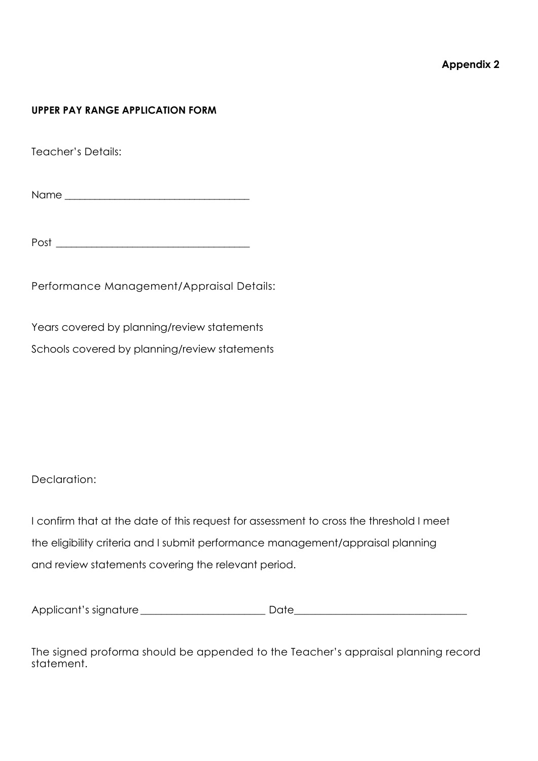**Appendix 2**

**UPPER PAY RANGE APPLICATION FORM**

Teacher's Details:

Name ___________________________________

Post ____________________________________

Performance Management/Appraisal Details:

Years covered by planning/review statements

Schools covered by planning/review statements

Declaration:

I confirm that at the date of this request for assessment to cross the threshold I meet the eligibility criteria and I submit performance management/appraisal planning and review statements covering the relevant period.

Applicant's signature ________________________ Date_________________________________

The signed proforma should be appended to the Teacher's appraisal planning record statement.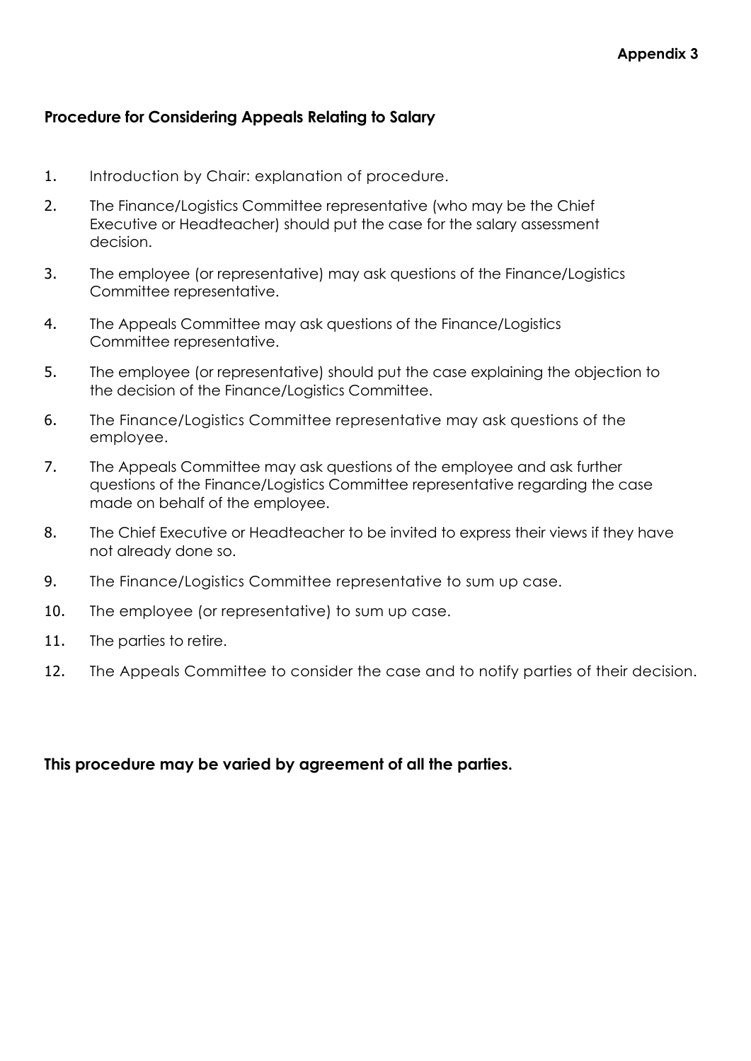**Appendix 3**

## Procedure for Considering Appeals Relating to Salary

1. Introduction by Chair: explanation of procedure.
2. The Finance/Logistics Committee representative (who may be the Chief Executive or Headteacher) should put the case for the salary assessment decision.
3. The employee (or representative) may ask questions of the Finance/Logistics Committee representative.
4. The Appeals Committee may ask questions of the Finance/Logistics Committee representative.
5. The employee (or representative) should put the case explaining the objection to the decision of the Finance/Logistics Committee.
6. The Finance/Logistics Committee representative may ask questions of the employee.
7. The Appeals Committee may ask questions of the employee and ask further questions of the Finance/Logistics Committee representative regarding the case made on behalf of the employee.
8. The Chief Executive or Headteacher to be invited to express their views if they have not already done so.
9. The Finance/Logistics Committee representative to sum up case.
10. The employee (or representative) to sum up case.
11. The parties to retire.
12. The Appeals Committee to consider the case and to notify parties of their decision.

**This procedure may be varied by agreement of all the parties.**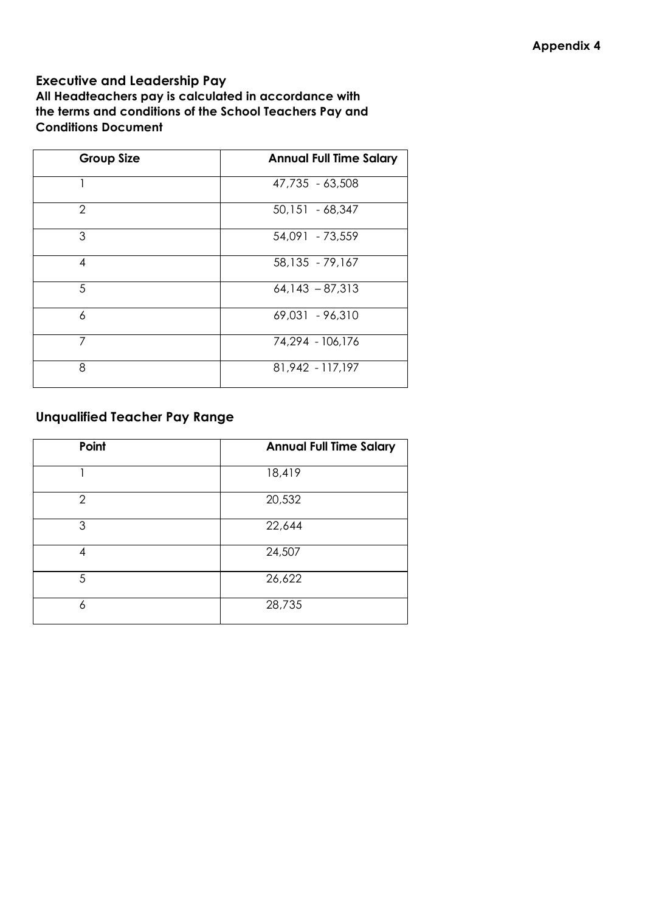**Appendix 4**

## Executive and Leadership Pay

**All Headteachers pay is calculated in accordance with the terms and conditions of the School Teachers Pay and Conditions Document**

| Group Size | Annual Full Time Salary |
|---|---|
| 1 | 47,735 - 63,508 |
| 2 | 50,151 - 68,347 |
| 3 | 54,091 - 73,559 |
| 4 | 58,135 - 79,167 |
| 5 | 64,143 – 87,313 |
| 6 | 69,031 - 96,310 |
| 7 | 74,294 - 106,176 |
| 8 | 81,942 - 117,197 |

## Unqualified Teacher Pay Range

| Point | Annual Full Time Salary |
|---|---|
| 1 | 18,419 |
| 2 | 20,532 |
| 3 | 22,644 |
| 4 | 24,507 |
| 5 | 26,622 |
| 6 | 28,735 |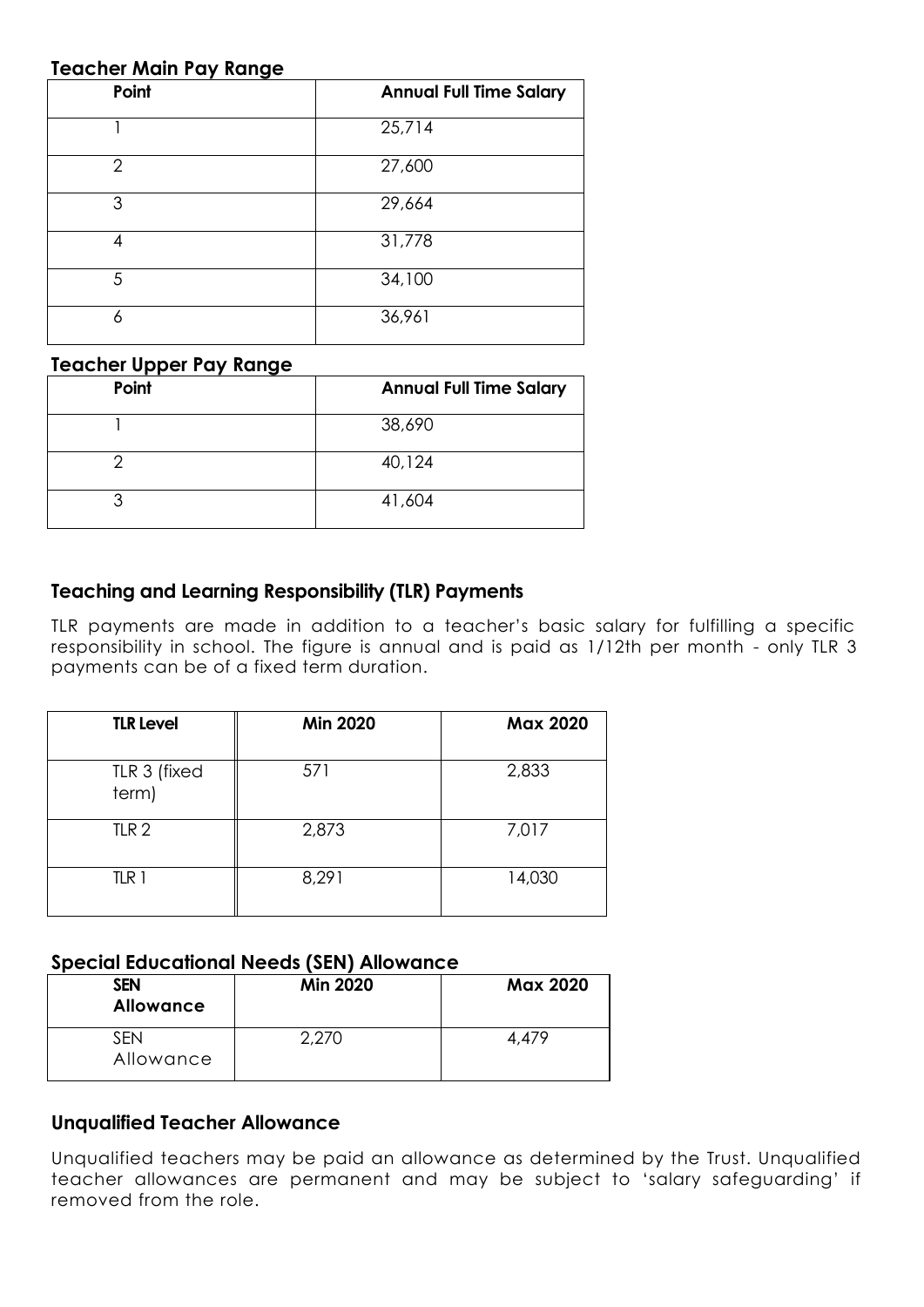## Teacher Main Pay Range

| Point | Annual Full Time Salary |
| --- | --- |
| 1 | 25,714 |
| 2 | 27,600 |
| 3 | 29,664 |
| 4 | 31,778 |
| 5 | 34,100 |
| 6 | 36,961 |

## Teacher Upper Pay Range

| Point | Annual Full Time Salary |
| --- | --- |
| 1 | 38,690 |
| 2 | 40,124 |
| 3 | 41,604 |

### Teaching and Learning Responsibility (TLR) Payments

TLR payments are made in addition to a teacher's basic salary for fulfilling a specific responsibility in school. The figure is annual and is paid as 1/12th per month - only TLR 3 payments can be of a fixed term duration.

| TLR Level | Min 2020 | Max 2020 |
| --- | --- | --- |
| TLR 3 (fixed term) | 571 | 2,833 |
| TLR 2 | 2,873 | 7,017 |
| TLR 1 | 8,291 | 14,030 |

## Special Educational Needs (SEN) Allowance

| SEN Allowance | Min 2020 | Max 2020 |
| --- | --- | --- |
| SEN Allowance | 2,270 | 4,479 |

### Unqualified Teacher Allowance

Unqualified teachers may be paid an allowance as determined by the Trust. Unqualified teacher allowances are permanent and may be subject to 'salary safeguarding' if removed from the role.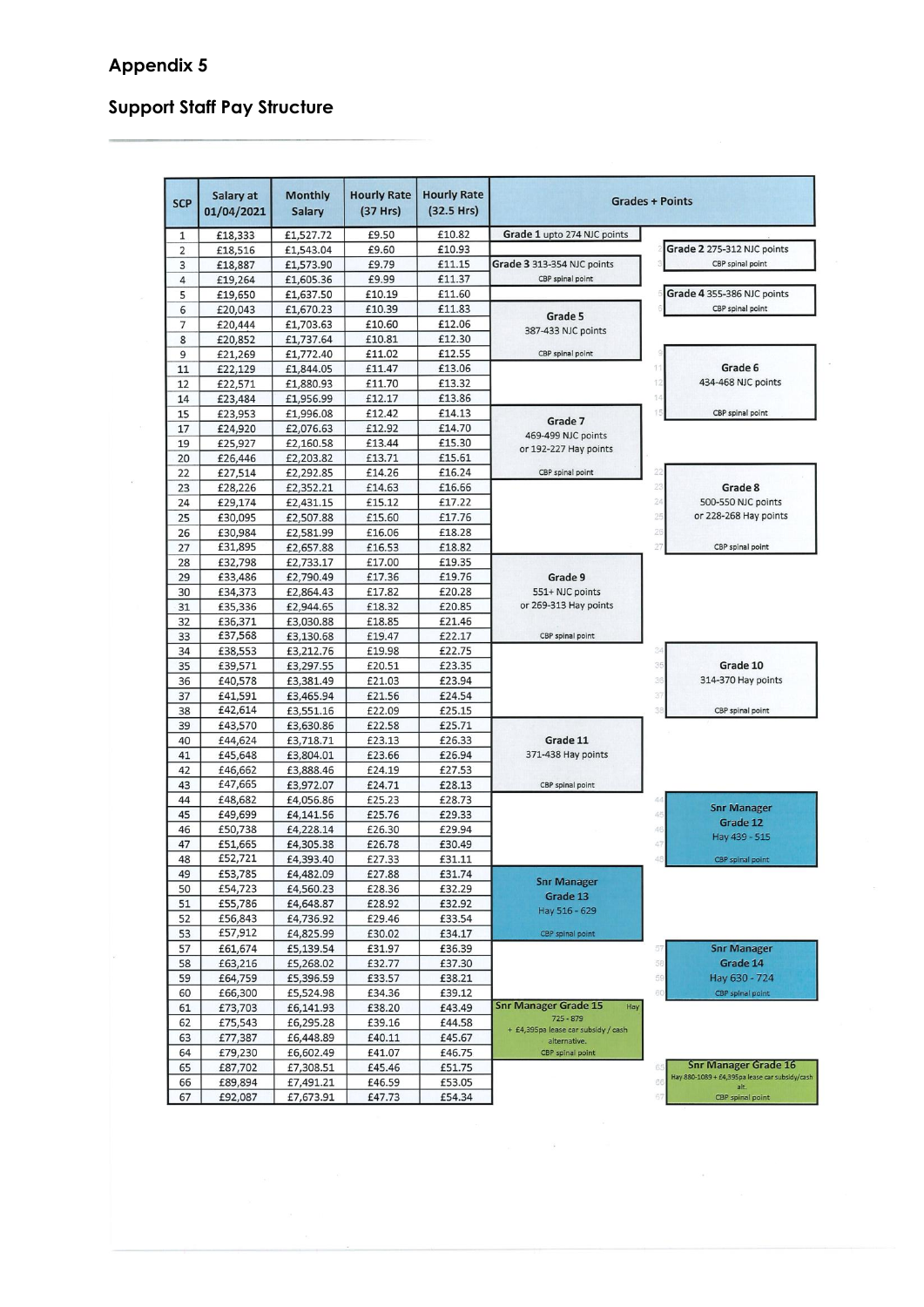## Appendix 5

## Support Staff Pay Structure

| SCP | Salary at 01/04/2021 | Monthly Salary | Hourly Rate (37 Hrs) | Hourly Rate (32.5 Hrs) | Grades + Points | |
|---|---|---|---|---|---|---|
| 1 | £18,333 | £1,527.72 | £9.50 | £10.82 | Grade 1 upto 274 NJC points | |
| 2 | £18,516 | £1,543.04 | £9.60 | £10.93 | | Grade 2 275-312 NJC points |
| 3 | £18,887 | £1,573.90 | £9.79 | £11.15 | Grade 3 313-354 NJC points | CBP spinal point |
| 4 | £19,264 | £1,605.36 | £9.99 | £11.37 | CBP spinal point | |
| 5 | £19,650 | £1,637.50 | £10.19 | £11.60 | | Grade 4 355-386 NJC points |
| 6 | £20,043 | £1,670.23 | £10.39 | £11.83 | Grade 5 | CBP spinal point |
| 7 | £20,444 | £1,703.63 | £10.60 | £12.06 | 387-433 NJC points | |
| 8 | £20,852 | £1,737.64 | £10.81 | £12.30 | | |
| 9 | £21,269 | £1,772.40 | £11.02 | £12.55 | CBP spinal point | |
| 11 | £22,129 | £1,844.05 | £11.47 | £13.06 | | Grade 6 |
| 12 | £22,571 | £1,880.93 | £11.70 | £13.32 | | 434-468 NJC points |
| 14 | £23,484 | £1,956.99 | £12.17 | £13.86 | | |
| 15 | £23,953 | £1,996.08 | £12.42 | £14.13 | Grade 7 | CBP spinal point |
| 17 | £24,920 | £2,076.63 | £12.92 | £14.70 | 469-499 NJC points | |
| 19 | £25,927 | £2,160.58 | £13.44 | £15.30 | or 192-227 Hay points | |
| 20 | £26,446 | £2,203.82 | £13.71 | £15.61 | | |
| 22 | £27,514 | £2,292.85 | £14.26 | £16.24 | CBP spinal point | |
| 23 | £28,226 | £2,352.21 | £14.63 | £16.66 | | Grade 8 |
| 24 | £29,174 | £2,431.15 | £15.12 | £17.22 | | 500-550 NJC points |
| 25 | £30,095 | £2,507.88 | £15.60 | £17.76 | | or 228-268 Hay points |
| 26 | £30,984 | £2,581.99 | £16.06 | £18.28 | | |
| 27 | £31,895 | £2,657.88 | £16.53 | £18.82 | | CBP spinal point |
| 28 | £32,798 | £2,733.17 | £17.00 | £19.35 | | |
| 29 | £33,486 | £2,790.49 | £17.36 | £19.76 | Grade 9 | |
| 30 | £34,373 | £2,864.43 | £17.82 | £20.28 | 551+ NJC points | |
| 31 | £35,336 | £2,944.65 | £18.32 | £20.85 | or 269-313 Hay points | |
| 32 | £36,371 | £3,030.88 | £18.85 | £21.46 | | |
| 33 | £37,568 | £3,130.68 | £19.47 | £22.17 | CBP spinal point | |
| 34 | £38,553 | £3,212.76 | £19.98 | £22.75 | | |
| 35 | £39,571 | £3,297.55 | £20.51 | £23.35 | | Grade 10 |
| 36 | £40,578 | £3,381.49 | £21.03 | £23.94 | | 314-370 Hay points |
| 37 | £41,591 | £3,465.94 | £21.56 | £24.54 | | |
| 38 | £42,614 | £3,551.16 | £22.09 | £25.15 | | CBP spinal point |
| 39 | £43,570 | £3,630.86 | £22.58 | £25.71 | | |
| 40 | £44,624 | £3,718.71 | £23.13 | £26.33 | Grade 11 | |
| 41 | £45,648 | £3,804.01 | £23.66 | £26.94 | 371-438 Hay points | |
| 42 | £46,662 | £3,888.46 | £24.19 | £27.53 | | |
| 43 | £47,665 | £3,972.07 | £24.71 | £28.13 | CBP spinal point | |
| 44 | £48,682 | £4,056.86 | £25.23 | £28.73 | | Snr Manager |
| 45 | £49,699 | £4,141.56 | £25.76 | £29.33 | | Grade 12 |
| 46 | £50,738 | £4,228.14 | £26.30 | £29.94 | | Hay 439 - 515 |
| 47 | £51,665 | £4,305.38 | £26.78 | £30.49 | | |
| 48 | £52,721 | £4,393.40 | £27.33 | £31.11 | | CBP spinal point |
| 49 | £53,785 | £4,482.09 | £27.88 | £31.74 | Snr Manager | |
| 50 | £54,723 | £4,560.23 | £28.36 | £32.29 | Grade 13 | |
| 51 | £55,786 | £4,648.87 | £28.92 | £32.92 | Hay 516 - 629 | |
| 52 | £56,843 | £4,736.92 | £29.46 | £33.54 | | |
| 53 | £57,912 | £4,825.99 | £30.02 | £34.17 | CBP spinal point | |
| 57 | £61,674 | £5,139.54 | £31.97 | £36.39 | | Snr Manager |
| 58 | £63,216 | £5,268.02 | £32.77 | £37.30 | | Grade 14 |
| 59 | £64,759 | £5,396.59 | £33.57 | £38.21 | | Hay 630 - 724 |
| 60 | £66,300 | £5,524.98 | £34.36 | £39.12 | | CBP spinal point |
| 61 | £73,703 | £6,141.93 | £38.20 | £43.49 | Snr Manager Grade 15 Hay 725 - 879 | |
| 62 | £75,543 | £6,295.28 | £39.16 | £44.58 | + £4,395pa lease car subsidy / cash | |
| 63 | £77,387 | £6,448.89 | £40.11 | £45.67 | alternative. | |
| 64 | £79,230 | £6,602.49 | £41.07 | £46.75 | CBP spinal point | |
| 65 | £87,702 | £7,308.51 | £45.46 | £51.75 | | Snr Manager Grade 16 |
| 66 | £89,894 | £7,491.21 | £46.59 | £53.05 | | Hay 880-1089 + £4,395pa lease car subsidy/cash alt. |
| 67 | £92,087 | £7,673.91 | £47.73 | £54.34 | | CBP spinal point |